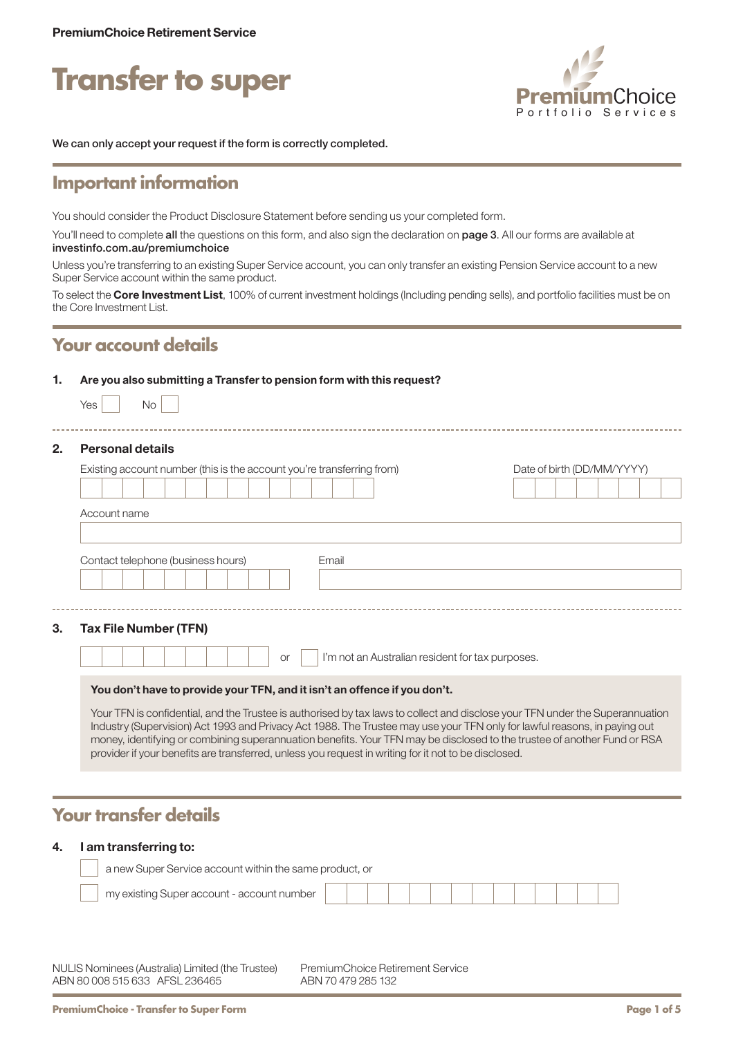PremiumChoice Retirement Service

# Transfer to super

PremiumChoice Portfolio Services

We can only accept your request if the form is correctly completed.

## Important information

You should consider the Product Disclosure Statement before sending us your completed form.

You'll need to complete **all** the questions on this form, and also sign the declaration on **page 3**. All our forms are available at investinfo.com.au/premiumchoice

Unless you're transferring to an existing Super Service account, you can only transfer an existing Pension Service account to a new Super Service account within the same product.

To select the **Core Investment List**, 100% of current investment holdings (Including pending sells), and portfolio facilities must be on the Core Investment List.

## Your account details

**1. Are you also submitting a Transfer to pension form with this request?**

Yes ☐ No ☐

**2. Personal details**

Existing account number (this is the account you're transferring from)

Date of birth (DD/MM/YYYY)

Account name

Contact telephone (business hours)

Email

**3. Tax File Number (TFN)**

or ☐ I'm not an Australian resident for tax purposes.

**You don't have to provide your TFN, and it isn't an offence if you don't.**

Your TFN is confidential, and the Trustee is authorised by tax laws to collect and disclose your TFN under the Superannuation Industry (Supervision) Act 1993 and Privacy Act 1988. The Trustee may use your TFN only for lawful reasons, in paying out money, identifying or combining superannuation benefits. Your TFN may be disclosed to the trustee of another Fund or RSA provider if your benefits are transferred, unless you request in writing for it not to be disclosed.

## Your transfer details

**4. I am transferring to:**

☐ a new Super Service account within the same product, or

☐ my existing Super account - account number

NULIS Nominees (Australia) Limited (the Trustee)
ABN 80 008 515 633 AFSL 236465

PremiumChoice Retirement Service
ABN 70 479 285 132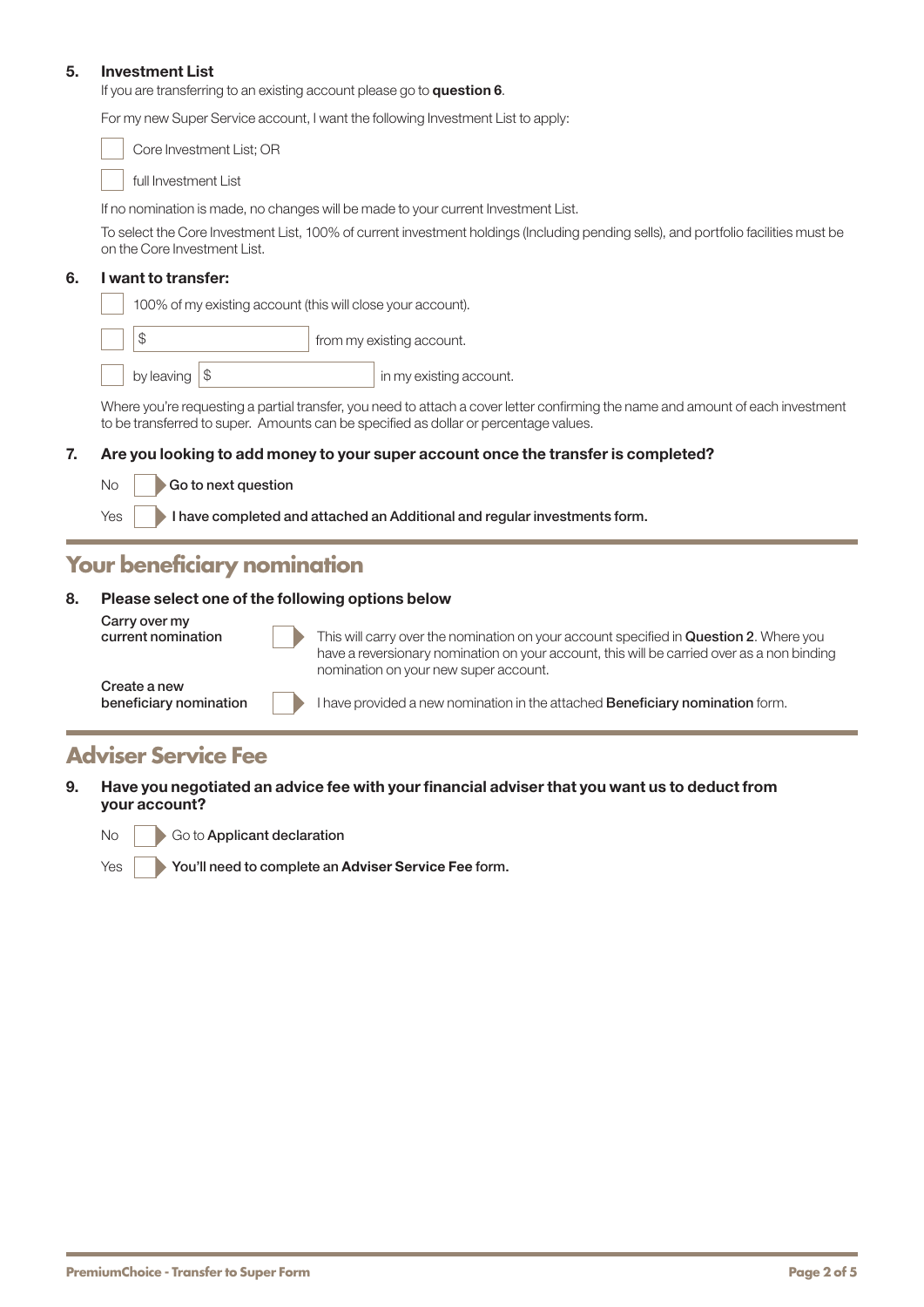**5. Investment List**

If you are transferring to an existing account please go to **question 6**.

For my new Super Service account, I want the following Investment List to apply:

- ☐ Core Investment List; OR
- ☐ full Investment List

If no nomination is made, no changes will be made to your current Investment List.

To select the Core Investment List, 100% of current investment holdings (Including pending sells), and portfolio facilities must be on the Core Investment List.

**6. I want to transfer:**

- ☐ 100% of my existing account (this will close your account).
- ☐ $ ______________ from my existing account.
- ☐ by leaving $ ______________ in my existing account.

Where you're requesting a partial transfer, you need to attach a cover letter confirming the name and amount of each investment to be transferred to super. Amounts can be specified as dollar or percentage values.

**7. Are you looking to add money to your super account once the transfer is completed?**

- No ☐ **Go to next question**
- Yes ☐ **I have completed and attached an Additional and regular investments form.**

## Your beneficiary nomination

**8. Please select one of the following options below**

- **Carry over my current nomination** ☐ This will carry over the nomination on your account specified in **Question 2**. Where you have a reversionary nomination on your account, this will be carried over as a non binding nomination on your new super account.
- **Create a new beneficiary nomination** ☐ I have provided a new nomination in the attached **Beneficiary nomination** form.

## Adviser Service Fee

**9. Have you negotiated an advice fee with your financial adviser that you want us to deduct from your account?**

- No ☐ Go to **Applicant declaration**
- Yes ☐ **You'll need to complete an Adviser Service Fee form.**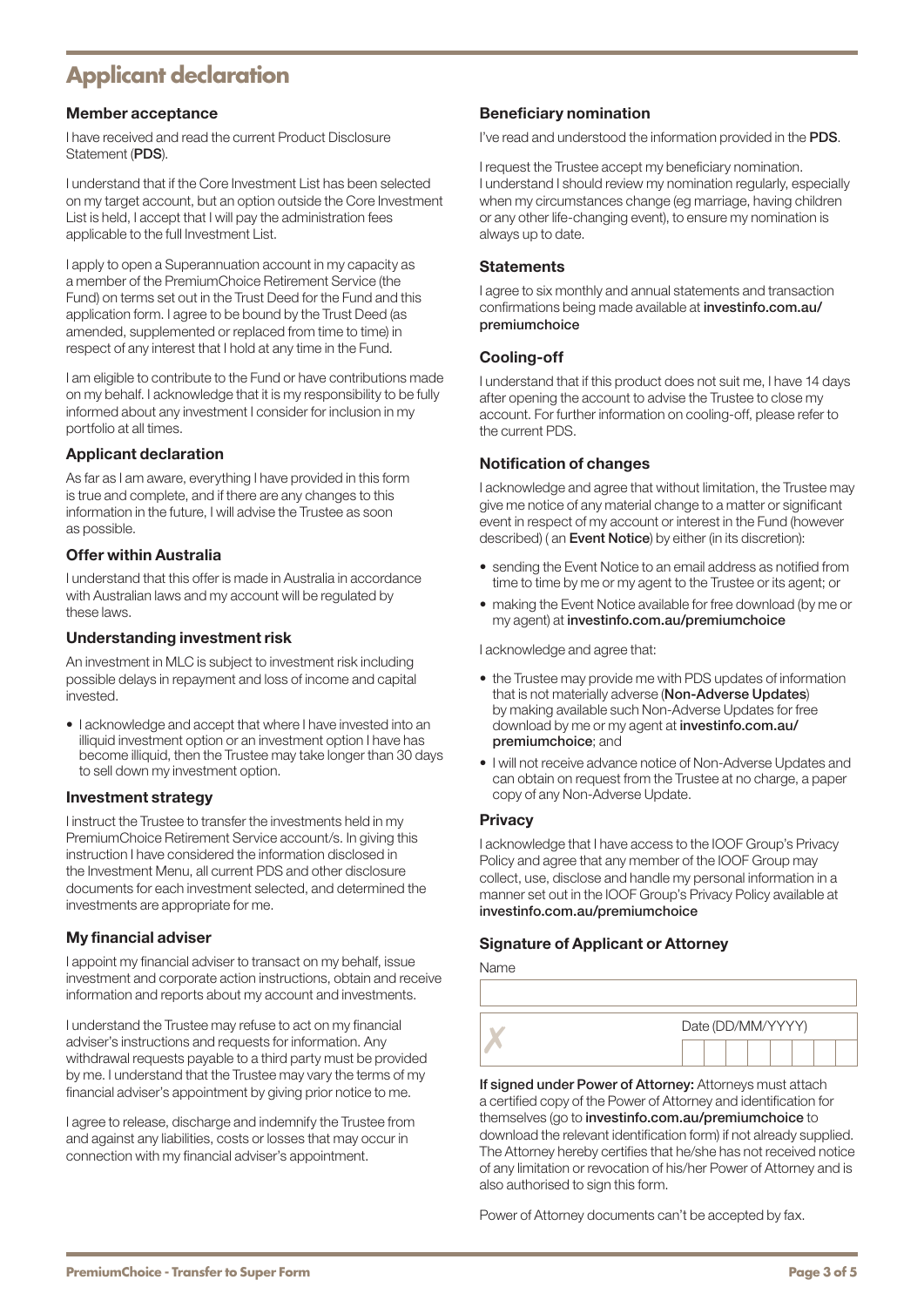# Applicant declaration

### Member acceptance

I have received and read the current Product Disclosure Statement (**PDS**).

I understand that if the Core Investment List has been selected on my target account, but an option outside the Core Investment List is held, I accept that I will pay the administration fees applicable to the full Investment List.

I apply to open a Superannuation account in my capacity as a member of the PremiumChoice Retirement Service (the Fund) on terms set out in the Trust Deed for the Fund and this application form. I agree to be bound by the Trust Deed (as amended, supplemented or replaced from time to time) in respect of any interest that I hold at any time in the Fund.

I am eligible to contribute to the Fund or have contributions made on my behalf. I acknowledge that it is my responsibility to be fully informed about any investment I consider for inclusion in my portfolio at all times.

### Applicant declaration

As far as I am aware, everything I have provided in this form is true and complete, and if there are any changes to this information in the future, I will advise the Trustee as soon as possible.

### Offer within Australia

I understand that this offer is made in Australia in accordance with Australian laws and my account will be regulated by these laws.

### Understanding investment risk

An investment in MLC is subject to investment risk including possible delays in repayment and loss of income and capital invested.

- I acknowledge and accept that where I have invested into an illiquid investment option or an investment option I have has become illiquid, then the Trustee may take longer than 30 days to sell down my investment option.

### Investment strategy

I instruct the Trustee to transfer the investments held in my PremiumChoice Retirement Service account/s. In giving this instruction I have considered the information disclosed in the Investment Menu, all current PDS and other disclosure documents for each investment selected, and determined the investments are appropriate for me.

### My financial adviser

I appoint my financial adviser to transact on my behalf, issue investment and corporate action instructions, obtain and receive information and reports about my account and investments.

I understand the Trustee may refuse to act on my financial adviser's instructions and requests for information. Any withdrawal requests payable to a third party must be provided by me. I understand that the Trustee may vary the terms of my financial adviser's appointment by giving prior notice to me.

I agree to release, discharge and indemnify the Trustee from and against any liabilities, costs or losses that may occur in connection with my financial adviser's appointment.

### Beneficiary nomination

I've read and understood the information provided in the **PDS**.

I request the Trustee accept my beneficiary nomination. I understand I should review my nomination regularly, especially when my circumstances change (eg marriage, having children or any other life-changing event), to ensure my nomination is always up to date.

### Statements

I agree to six monthly and annual statements and transaction confirmations being made available at **investinfo.com.au/premiumchoice**

### Cooling-off

I understand that if this product does not suit me, I have 14 days after opening the account to advise the Trustee to close my account. For further information on cooling-off, please refer to the current PDS.

### Notification of changes

I acknowledge and agree that without limitation, the Trustee may give me notice of any material change to a matter or significant event in respect of my account or interest in the Fund (however described) ( an **Event Notice**) by either (in its discretion):

- sending the Event Notice to an email address as notified from time to time by me or my agent to the Trustee or its agent; or
- making the Event Notice available for free download (by me or my agent) at **investinfo.com.au/premiumchoice**

I acknowledge and agree that:

- the Trustee may provide me with PDS updates of information that is not materially adverse (**Non-Adverse Updates**) by making available such Non-Adverse Updates for free download by me or my agent at **investinfo.com.au/premiumchoice**; and
- I will not receive advance notice of Non-Adverse Updates and can obtain on request from the Trustee at no charge, a paper copy of any Non-Adverse Update.

### Privacy

I acknowledge that I have access to the IOOF Group's Privacy Policy and agree that any member of the IOOF Group may collect, use, disclose and handle my personal information in a manner set out in the IOOF Group's Privacy Policy available at **investinfo.com.au/premiumchoice**

### Signature of Applicant or Attorney

Name

✗ Date (DD/MM/YYYY)

**If signed under Power of Attorney:** Attorneys must attach a certified copy of the Power of Attorney and identification for themselves (go to **investinfo.com.au/premiumchoice** to download the relevant identification form) if not already supplied. The Attorney hereby certifies that he/she has not received notice of any limitation or revocation of his/her Power of Attorney and is also authorised to sign this form.

Power of Attorney documents can't be accepted by fax.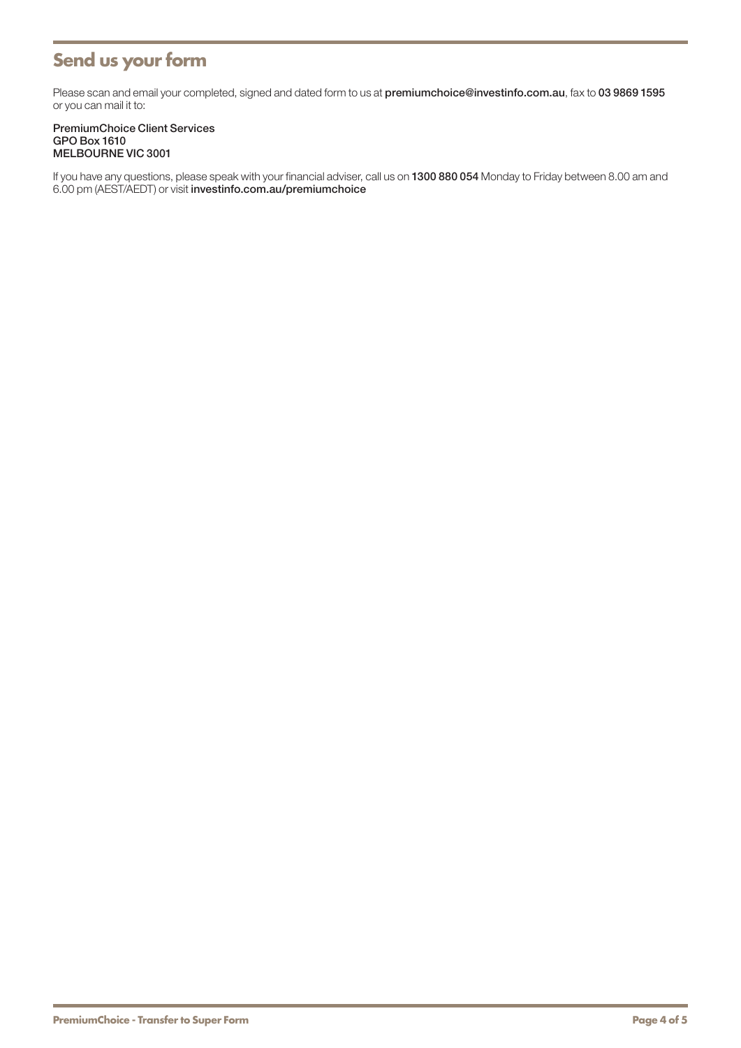## Send us your form

Please scan and email your completed, signed and dated form to us at **premiumchoice@investinfo.com.au**, fax to **03 9869 1595** or you can mail it to:

**PremiumChoice Client Services**
**GPO Box 1610**
**MELBOURNE VIC 3001**

If you have any questions, please speak with your financial adviser, call us on **1300 880 054** Monday to Friday between 8.00 am and 6.00 pm (AEST/AEDT) or visit **investinfo.com.au/premiumchoice**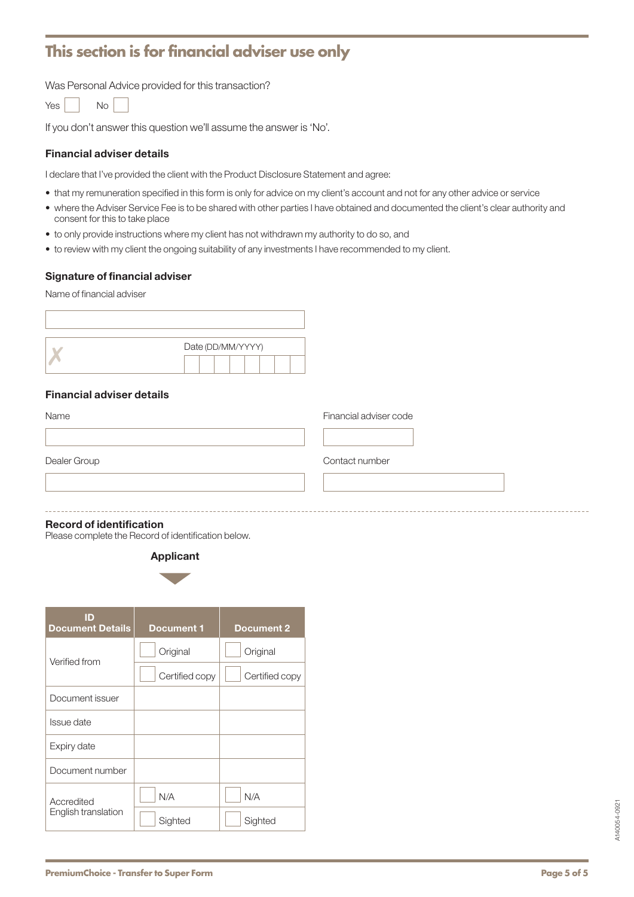## This section is for financial adviser use only

Was Personal Advice provided for this transaction?

Yes ☐ No ☐

If you don't answer this question we'll assume the answer is 'No'.

### Financial adviser details

I declare that I've provided the client with the Product Disclosure Statement and agree:

- that my remuneration specified in this form is only for advice on my client's account and not for any other advice or service
- where the Adviser Service Fee is to be shared with other parties I have obtained and documented the client's clear authority and consent for this to take place
- to only provide instructions where my client has not withdrawn my authority to do so, and
- to review with my client the ongoing suitability of any investments I have recommended to my client.

### Signature of financial adviser

Name of financial adviser

✗ Date (DD/MM/YYYY)

### Financial adviser details

Name

Financial adviser code

Dealer Group

Contact number

### Record of identification

Please complete the Record of identification below.

**Applicant**

| ID Document Details | Document 1 | Document 2 |
|---|---|---|
| Verified from | ☐ Original | ☐ Original |
| | ☐ Certified copy | ☐ Certified copy |
| Document issuer | | |
| Issue date | | |
| Expiry date | | |
| Document number | | |
| Accredited English translation | ☐ N/A | ☐ N/A |
| | ☐ Sighted | ☐ Sighted |

A140054-0921